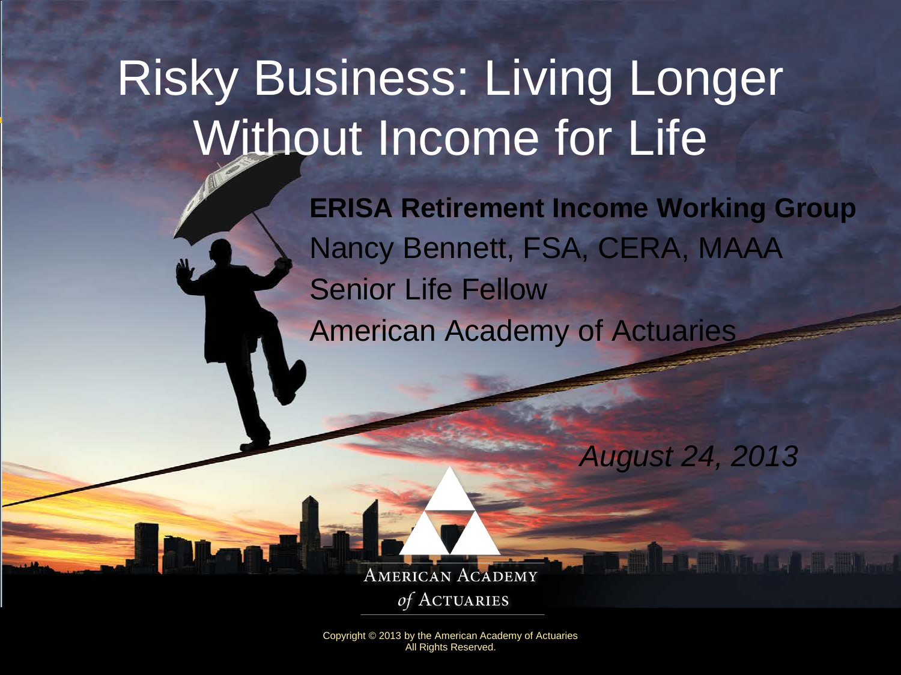# Risky Business: Living Longer Without Income for Life

**ERISA Retirement Income Working Group**

Nancy Bennett, FSA, CERA, MAAA

Senior Life Fellow

American Academy of Actuaries

*August 24, 2013*

American Academy of Actuaries

Copyright © 2013 by the American Academy of Actuaries
All Rights Reserved.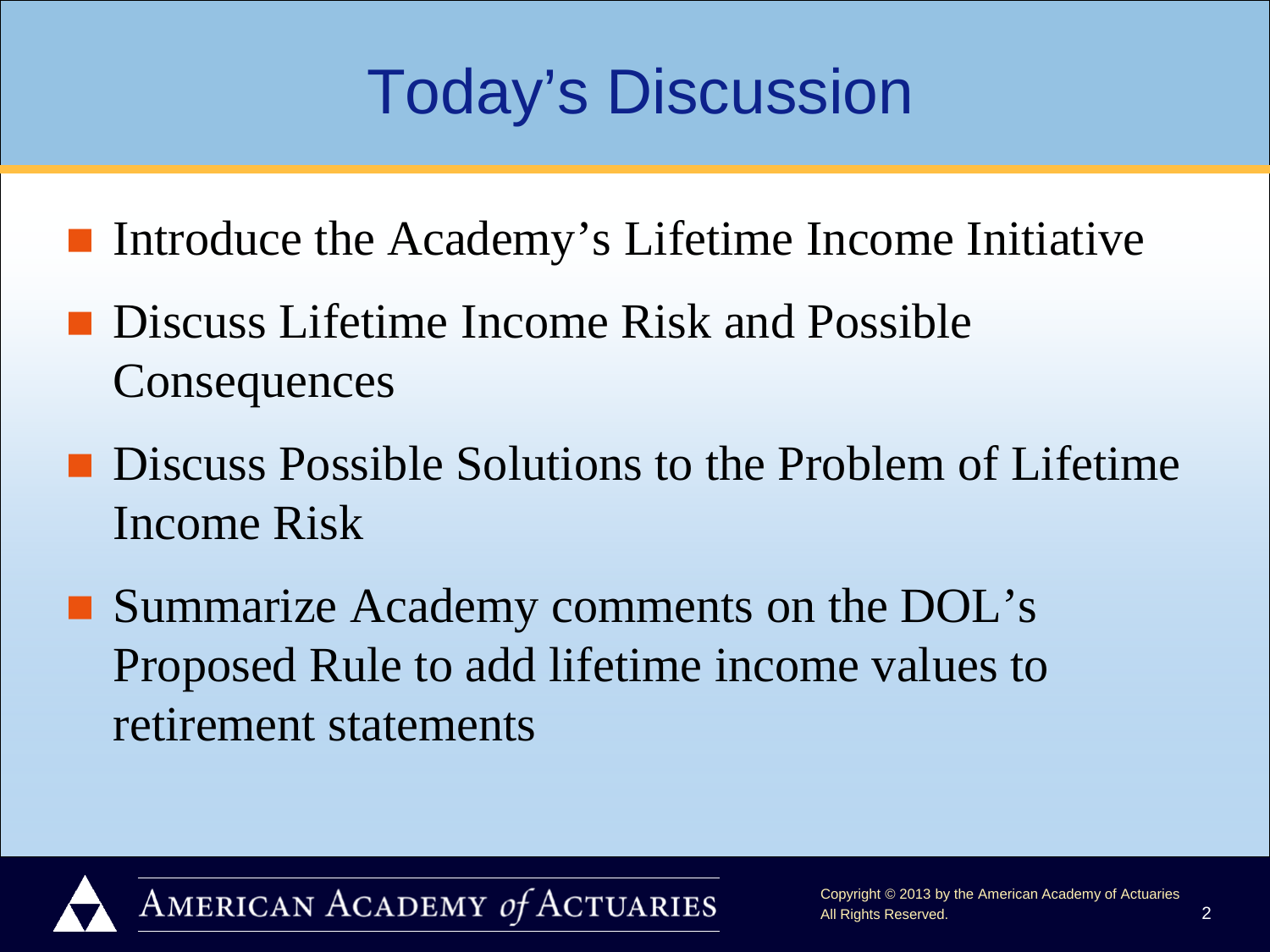# Today's Discussion

- Introduce the Academy's Lifetime Income Initiative
- Discuss Lifetime Income Risk and Possible Consequences
- Discuss Possible Solutions to the Problem of Lifetime Income Risk
- Summarize Academy comments on the DOL's Proposed Rule to add lifetime income values to retirement statements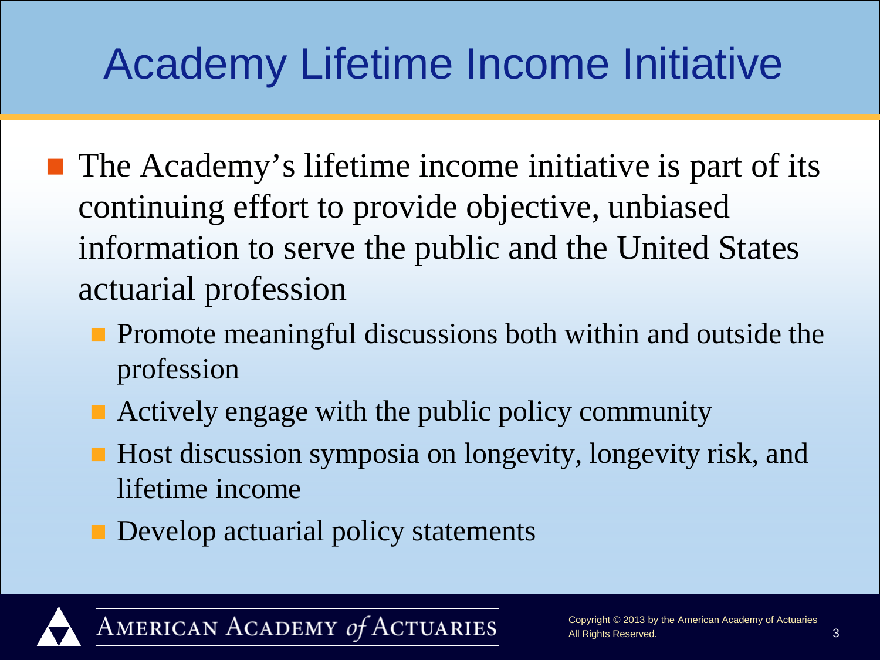# Academy Lifetime Income Initiative

- The Academy's lifetime income initiative is part of its continuing effort to provide objective, unbiased information to serve the public and the United States actuarial profession
  - Promote meaningful discussions both within and outside the profession
  - Actively engage with the public policy community
  - Host discussion symposia on longevity, longevity risk, and lifetime income
  - Develop actuarial policy statements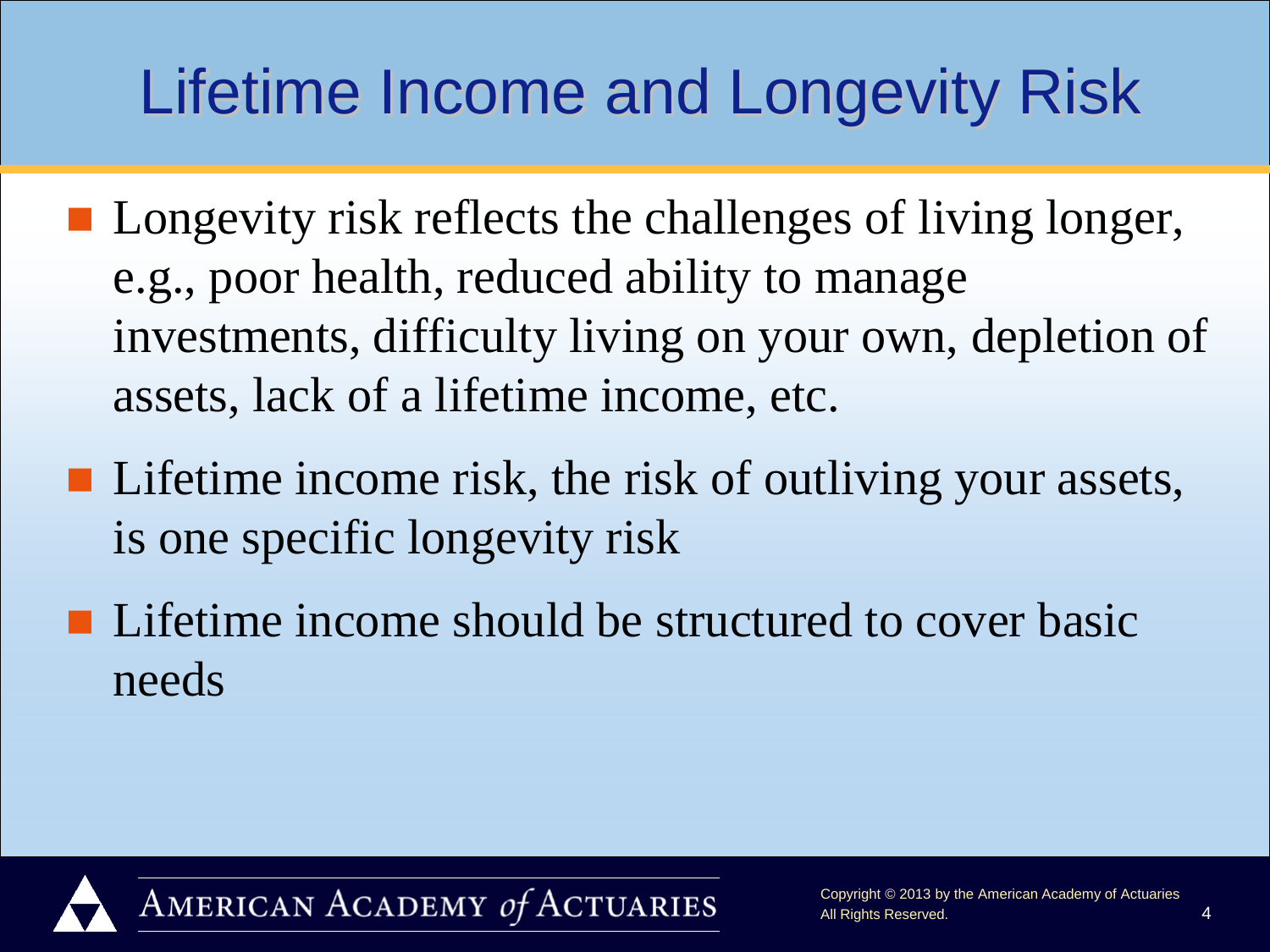# Lifetime Income and Longevity Risk

- Longevity risk reflects the challenges of living longer, e.g., poor health, reduced ability to manage investments, difficulty living on your own, depletion of assets, lack of a lifetime income, etc.
- Lifetime income risk, the risk of outliving your assets, is one specific longevity risk
- Lifetime income should be structured to cover basic needs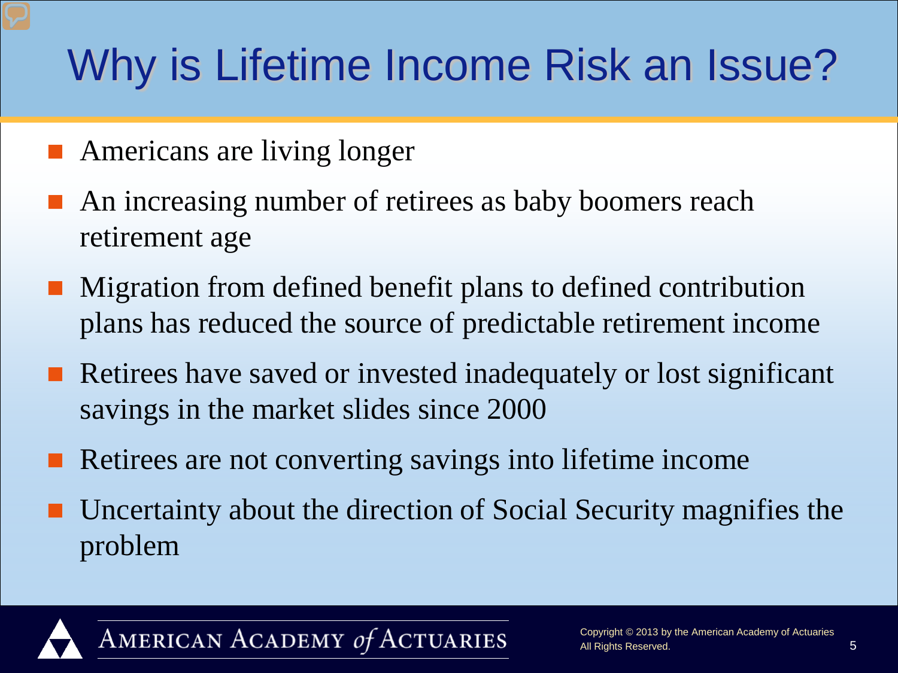# Why is Lifetime Income Risk an Issue?

- Americans are living longer
- An increasing number of retirees as baby boomers reach retirement age
- Migration from defined benefit plans to defined contribution plans has reduced the source of predictable retirement income
- Retirees have saved or invested inadequately or lost significant savings in the market slides since 2000
- Retirees are not converting savings into lifetime income
- Uncertainty about the direction of Social Security magnifies the problem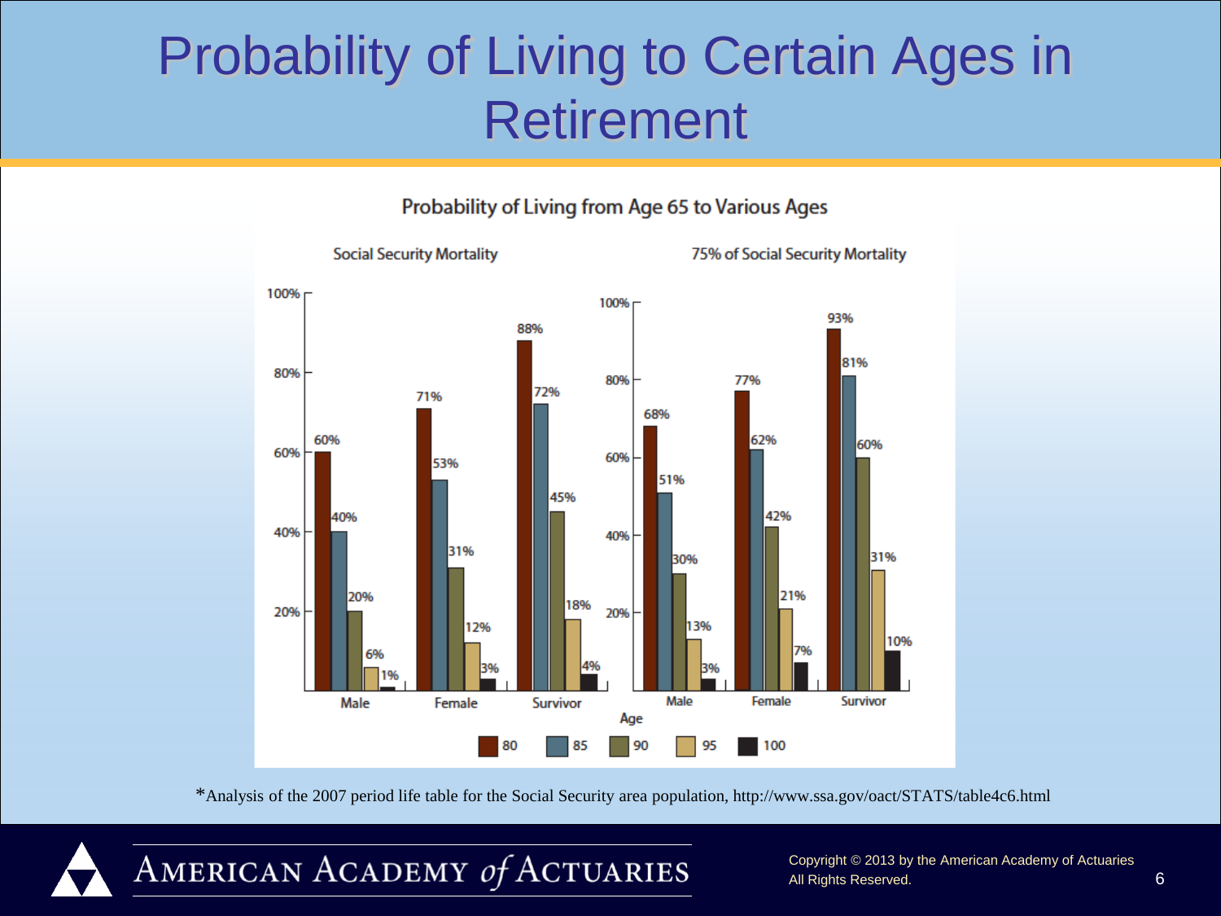# Probability of Living to Certain Ages in Retirement

## Probability of Living from Age 65 to Various Ages

### Social Security Mortality

| Age | Male | Female | Survivor |
|---|---|---|---|
| 80 | 60% | 71% | 88% |
| 85 | 40% | 53% | 72% |
| 90 | 20% | 31% | 45% |
| 95 | 6% | 12% | 18% |
| 100 | 1% | 3% | 4% |

### 75% of Social Security Mortality

| Age | Male | Female | Survivor |
|---|---|---|---|
| 80 | 68% | 77% | 93% |
| 85 | 51% | 62% | 81% |
| 90 | 30% | 42% | 60% |
| 95 | 13% | 21% | 31% |
| 100 | 3% | 7% | 10% |

*Analysis of the 2007 period life table for the Social Security area population, http://www.ssa.gov/oact/STATS/table4c6.html

AMERICAN ACADEMY *of* ACTUARIES

Copyright © 2013 by the American Academy of Actuaries
All Rights Reserved.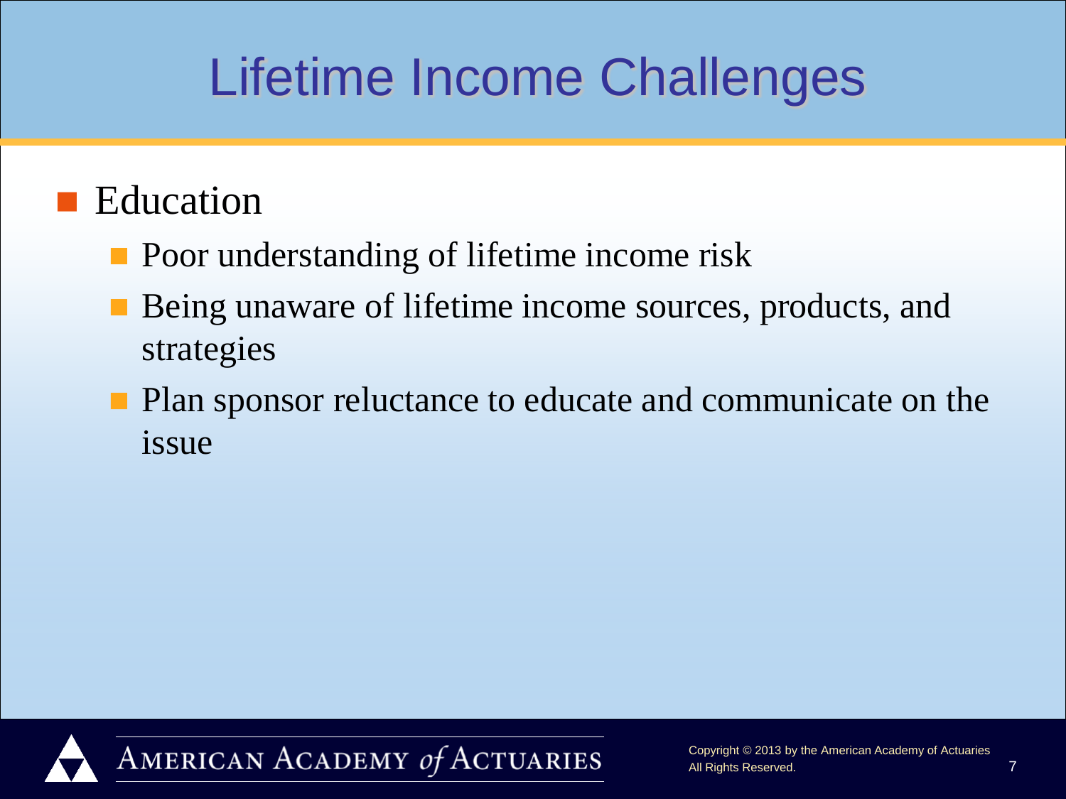# Lifetime Income Challenges

- Education
  - Poor understanding of lifetime income risk
  - Being unaware of lifetime income sources, products, and strategies
  - Plan sponsor reluctance to educate and communicate on the issue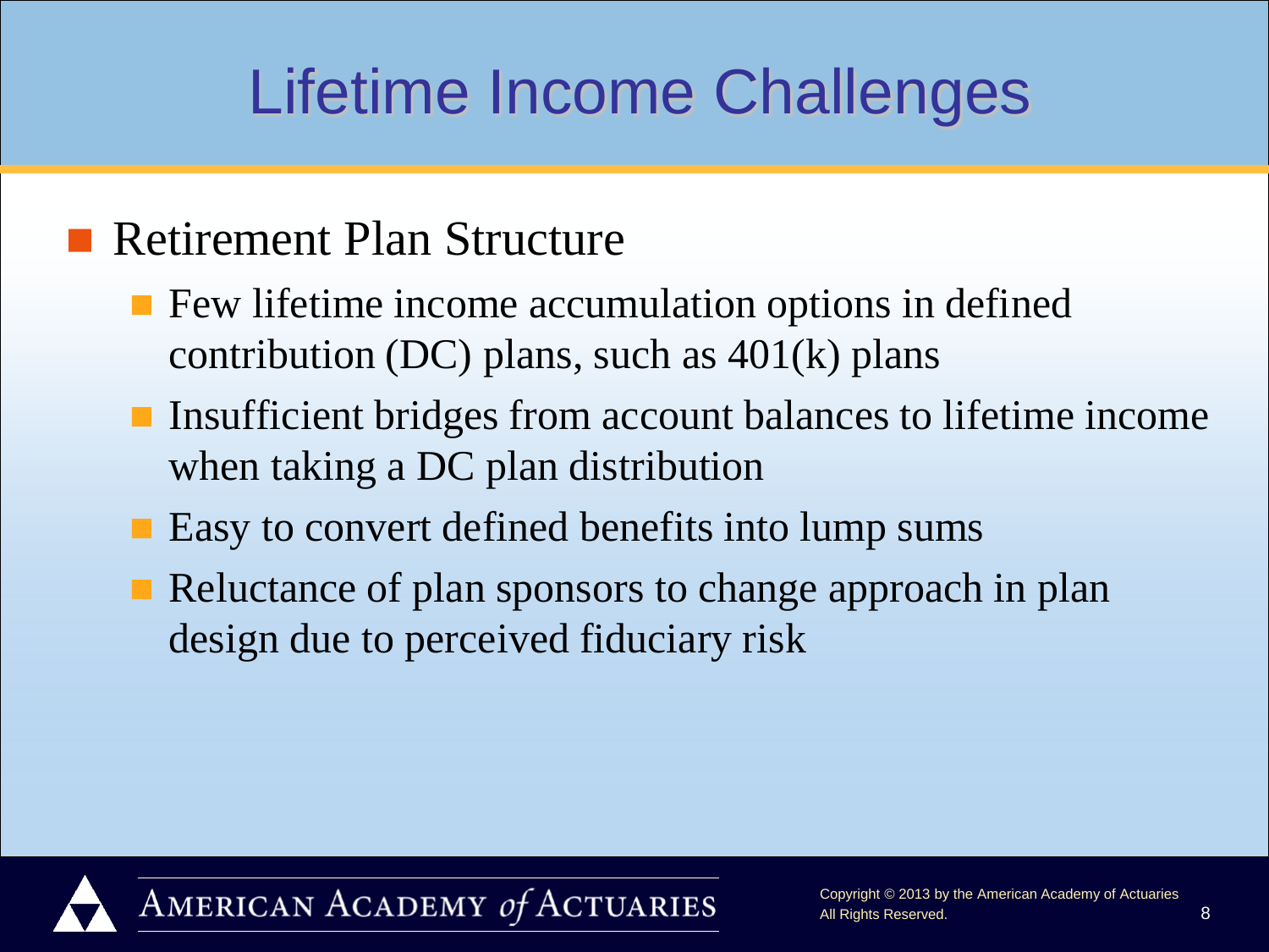# Lifetime Income Challenges

- Retirement Plan Structure
  - Few lifetime income accumulation options in defined contribution (DC) plans, such as 401(k) plans
  - Insufficient bridges from account balances to lifetime income when taking a DC plan distribution
  - Easy to convert defined benefits into lump sums
  - Reluctance of plan sponsors to change approach in plan design due to perceived fiduciary risk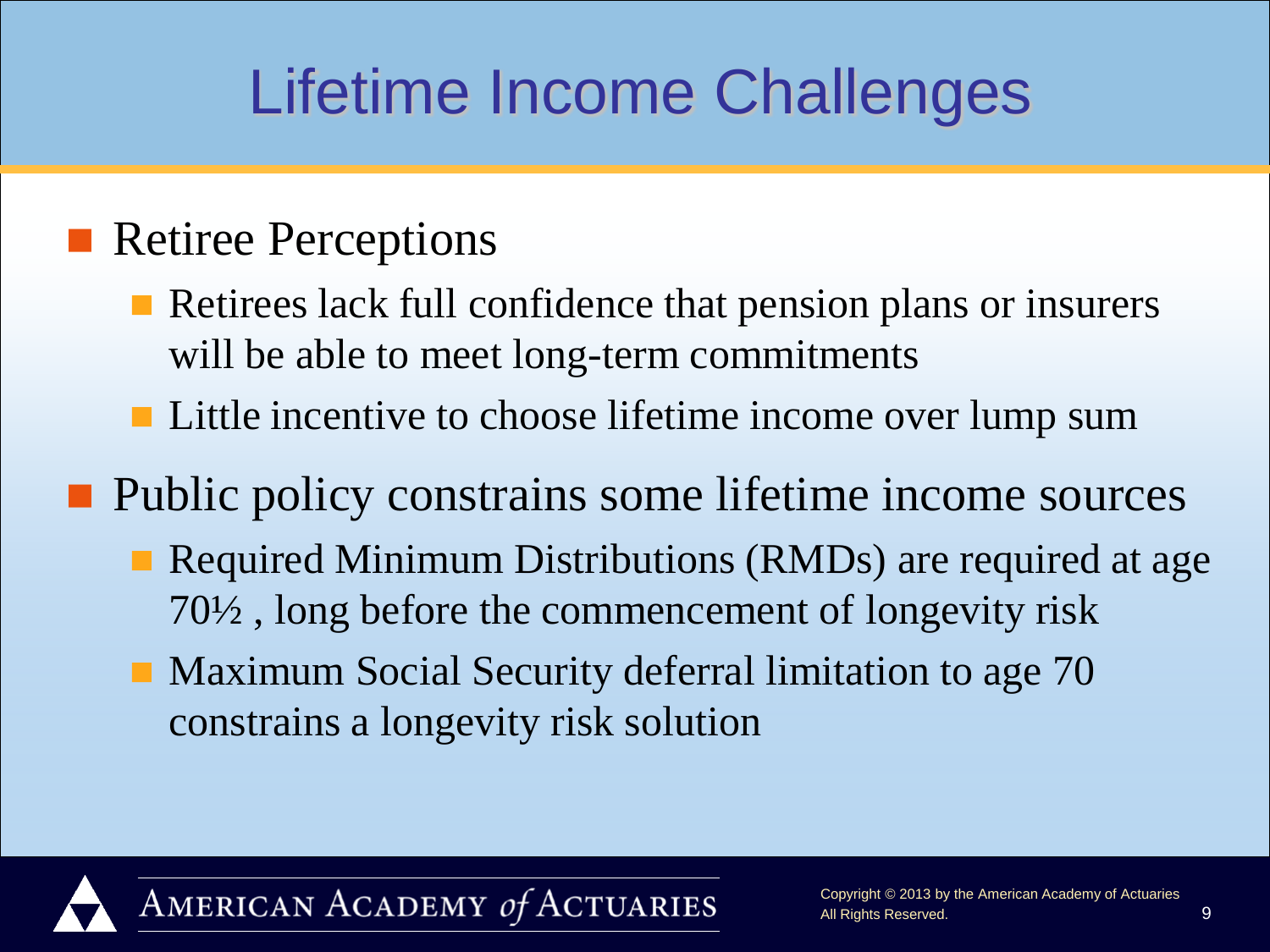# Lifetime Income Challenges

- Retiree Perceptions
  - Retirees lack full confidence that pension plans or insurers will be able to meet long-term commitments
  - Little incentive to choose lifetime income over lump sum
- Public policy constrains some lifetime income sources
  - Required Minimum Distributions (RMDs) are required at age 70½ , long before the commencement of longevity risk
  - Maximum Social Security deferral limitation to age 70 constrains a longevity risk solution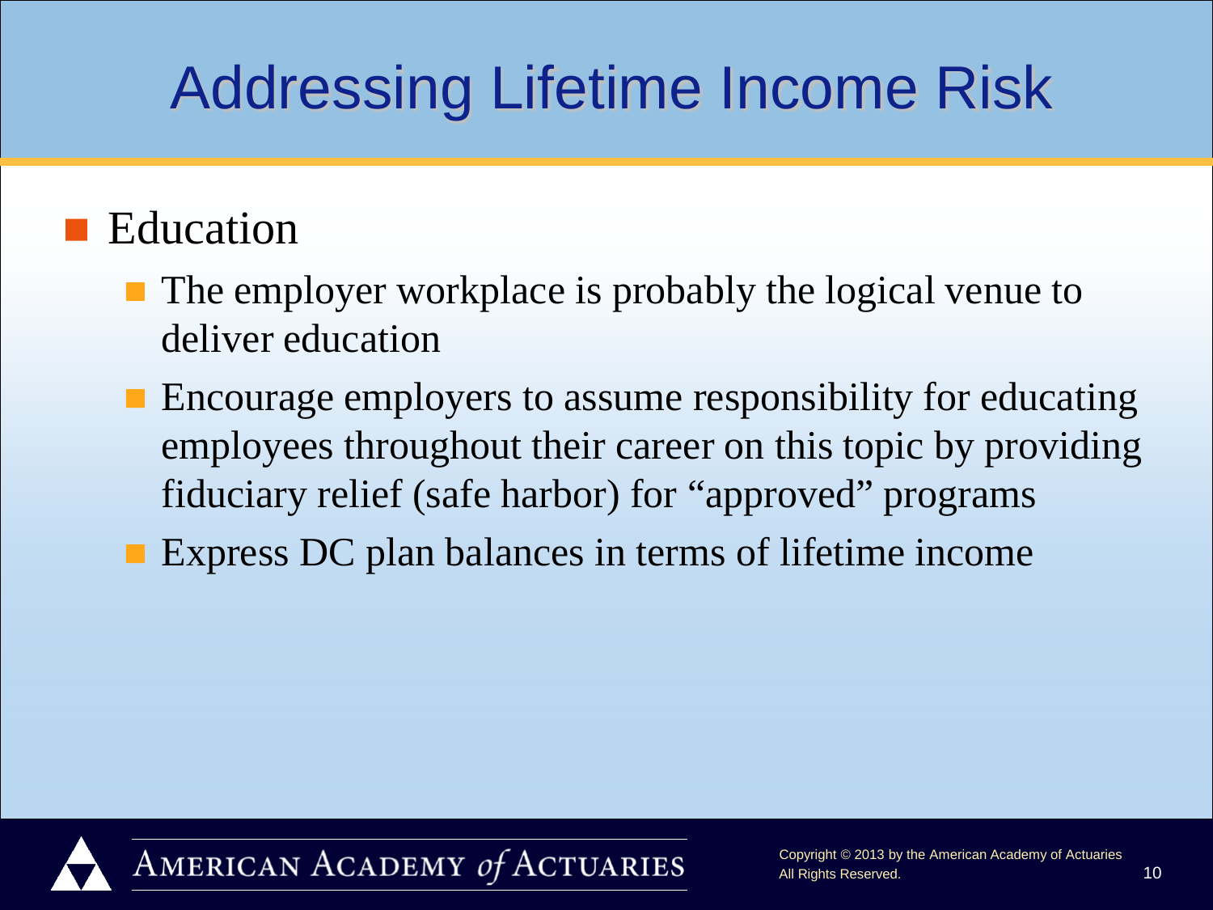# Addressing Lifetime Income Risk

- Education
  - The employer workplace is probably the logical venue to deliver education
  - Encourage employers to assume responsibility for educating employees throughout their career on this topic by providing fiduciary relief (safe harbor) for "approved" programs
  - Express DC plan balances in terms of lifetime income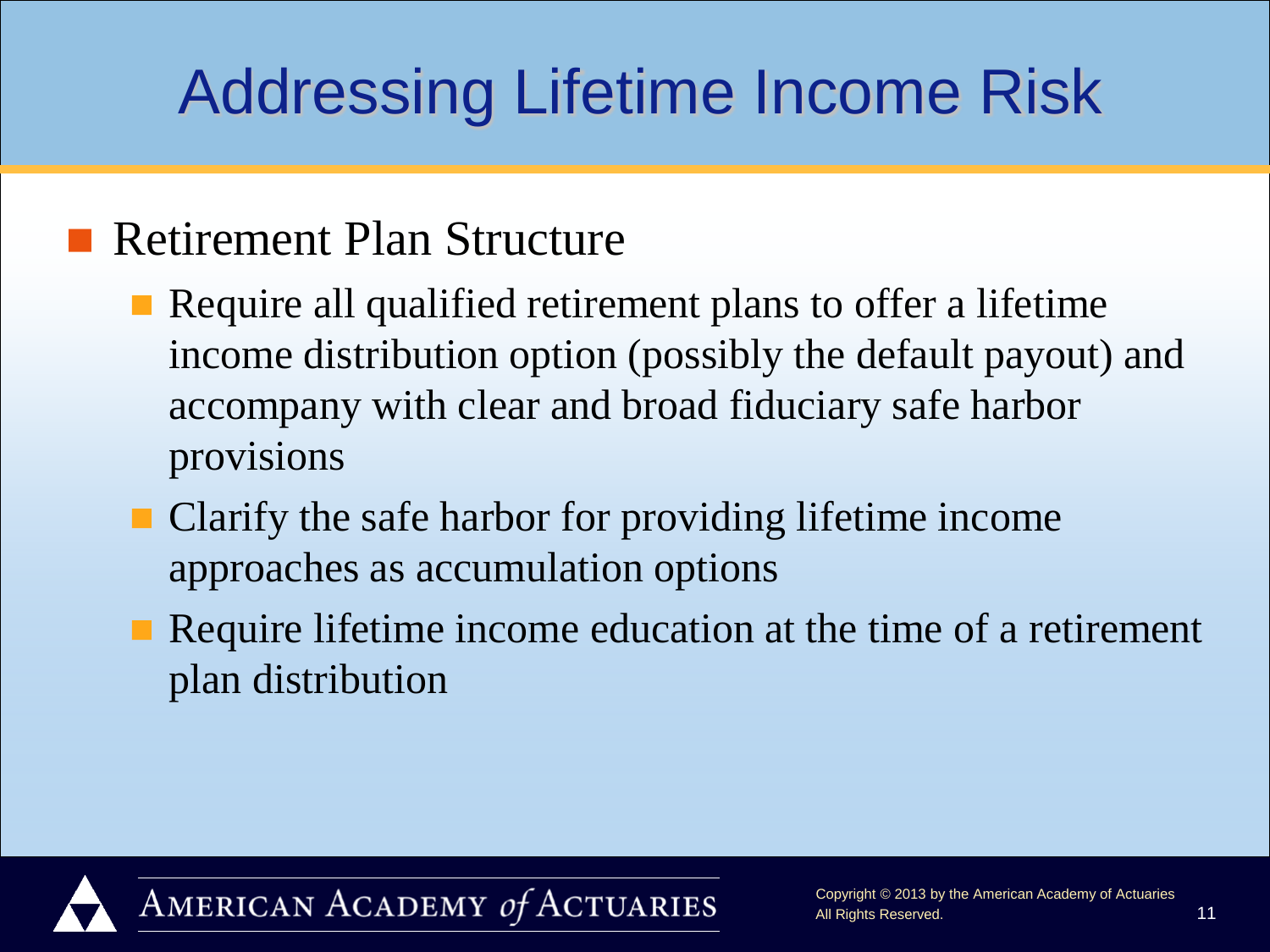# Addressing Lifetime Income Risk

- Retirement Plan Structure
  - Require all qualified retirement plans to offer a lifetime income distribution option (possibly the default payout) and accompany with clear and broad fiduciary safe harbor provisions
  - Clarify the safe harbor for providing lifetime income approaches as accumulation options
  - Require lifetime income education at the time of a retirement plan distribution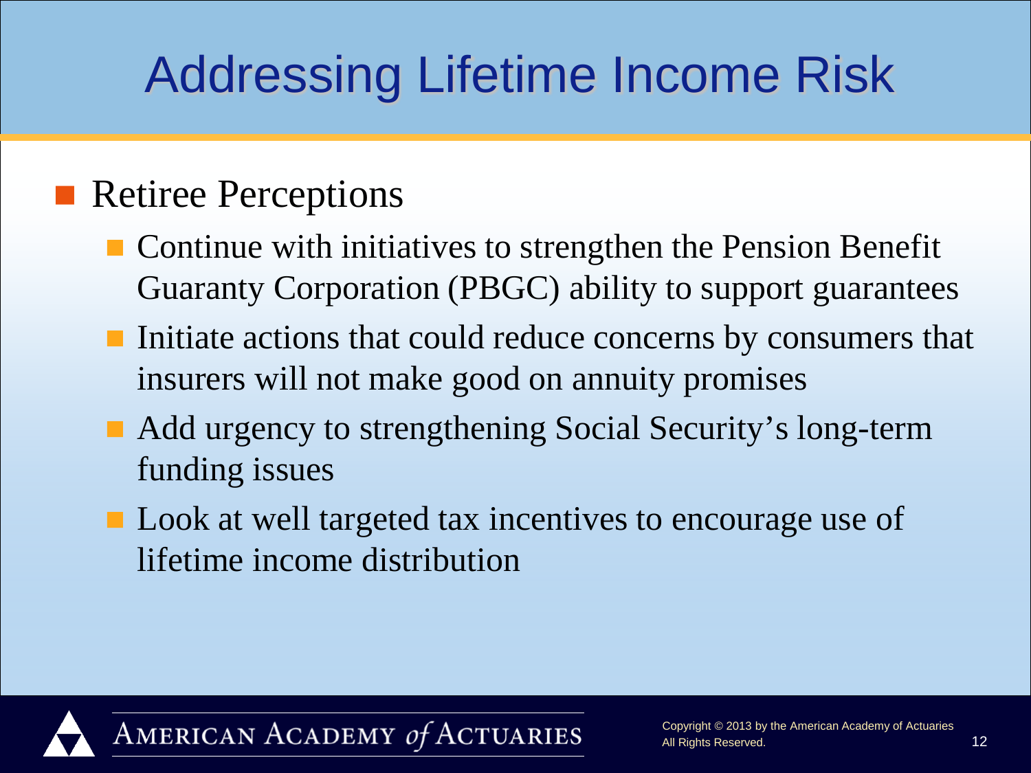# Addressing Lifetime Income Risk

- Retiree Perceptions
  - Continue with initiatives to strengthen the Pension Benefit Guaranty Corporation (PBGC) ability to support guarantees
  - Initiate actions that could reduce concerns by consumers that insurers will not make good on annuity promises
  - Add urgency to strengthening Social Security's long-term funding issues
  - Look at well targeted tax incentives to encourage use of lifetime income distribution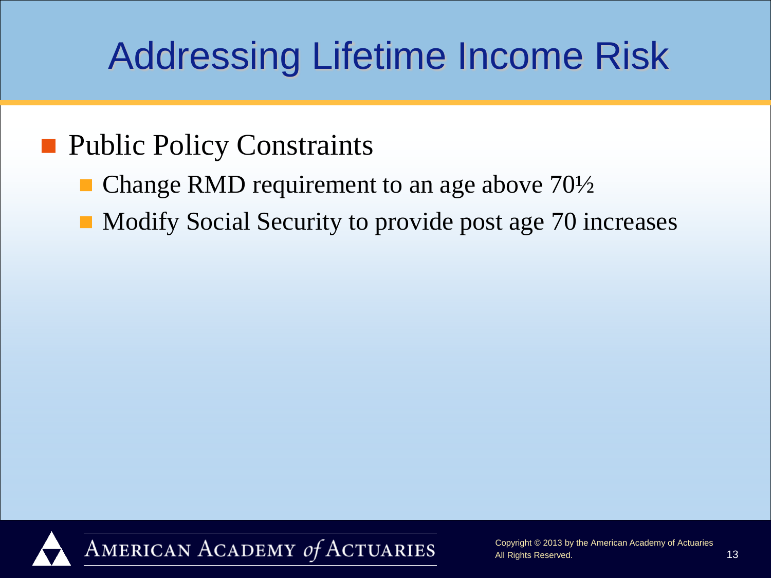# Addressing Lifetime Income Risk

- Public Policy Constraints
  - Change RMD requirement to an age above 70½
  - Modify Social Security to provide post age 70 increases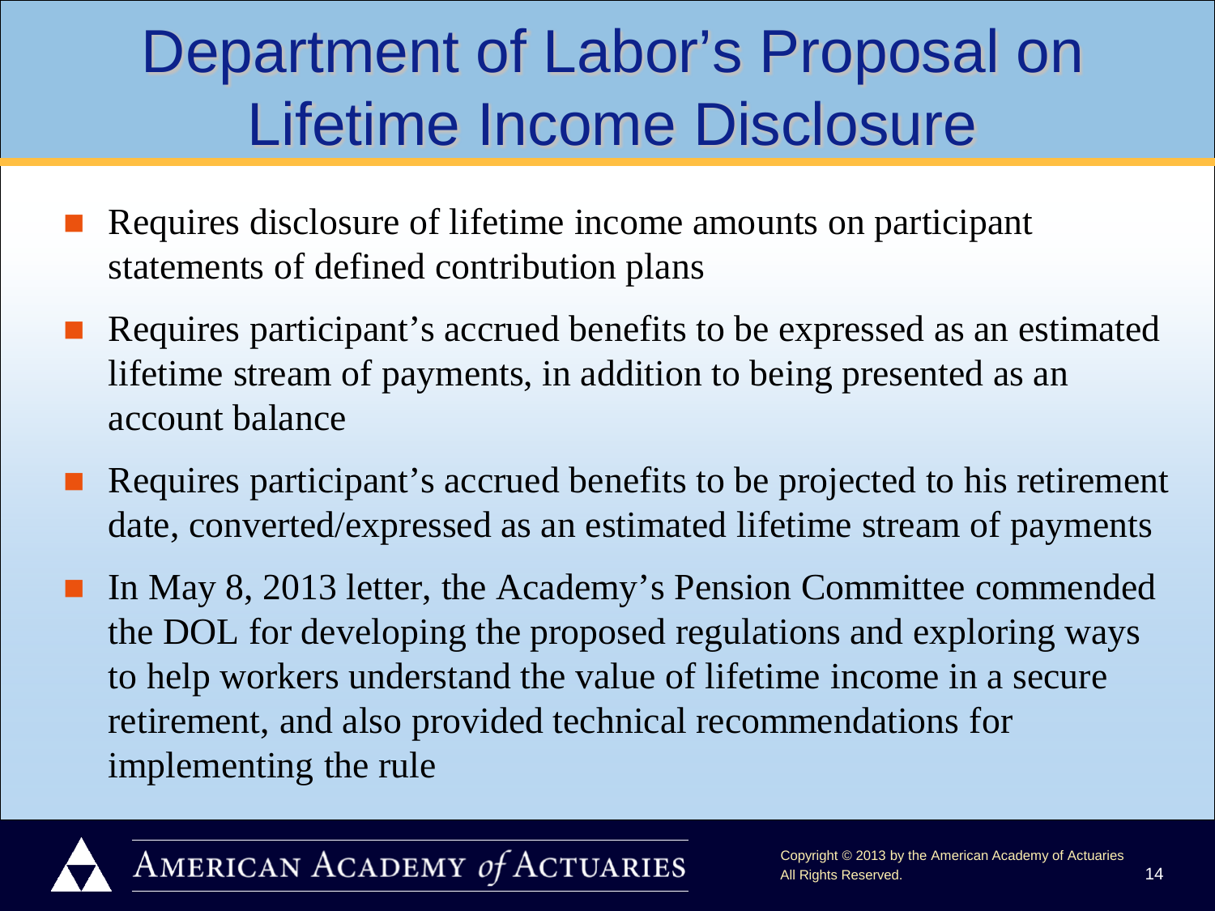# Department of Labor's Proposal on Lifetime Income Disclosure

- Requires disclosure of lifetime income amounts on participant statements of defined contribution plans
- Requires participant's accrued benefits to be expressed as an estimated lifetime stream of payments, in addition to being presented as an account balance
- Requires participant's accrued benefits to be projected to his retirement date, converted/expressed as an estimated lifetime stream of payments
- In May 8, 2013 letter, the Academy's Pension Committee commended the DOL for developing the proposed regulations and exploring ways to help workers understand the value of lifetime income in a secure retirement, and also provided technical recommendations for implementing the rule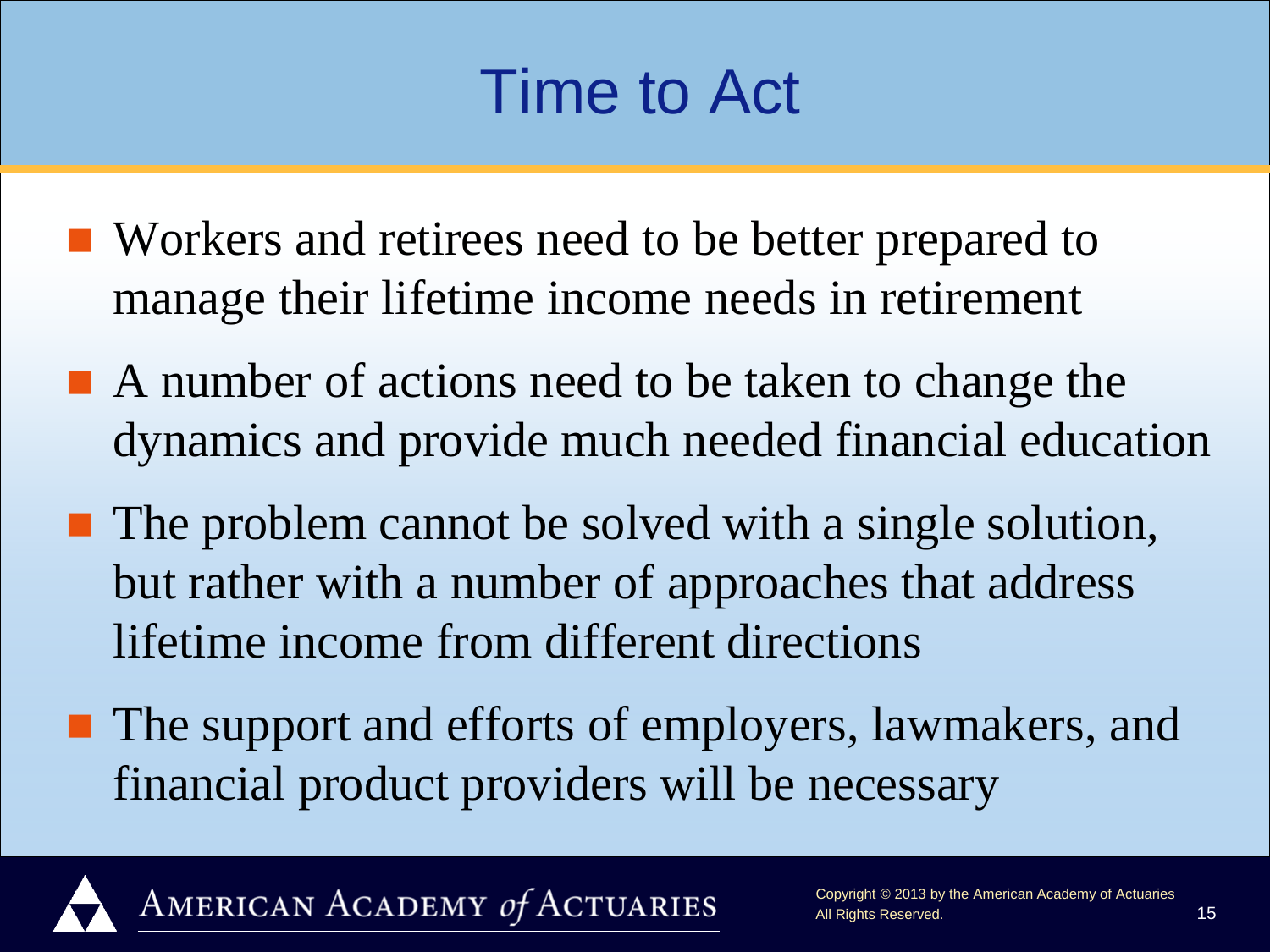# Time to Act

- Workers and retirees need to be better prepared to manage their lifetime income needs in retirement
- A number of actions need to be taken to change the dynamics and provide much needed financial education
- The problem cannot be solved with a single solution, but rather with a number of approaches that address lifetime income from different directions
- The support and efforts of employers, lawmakers, and financial product providers will be necessary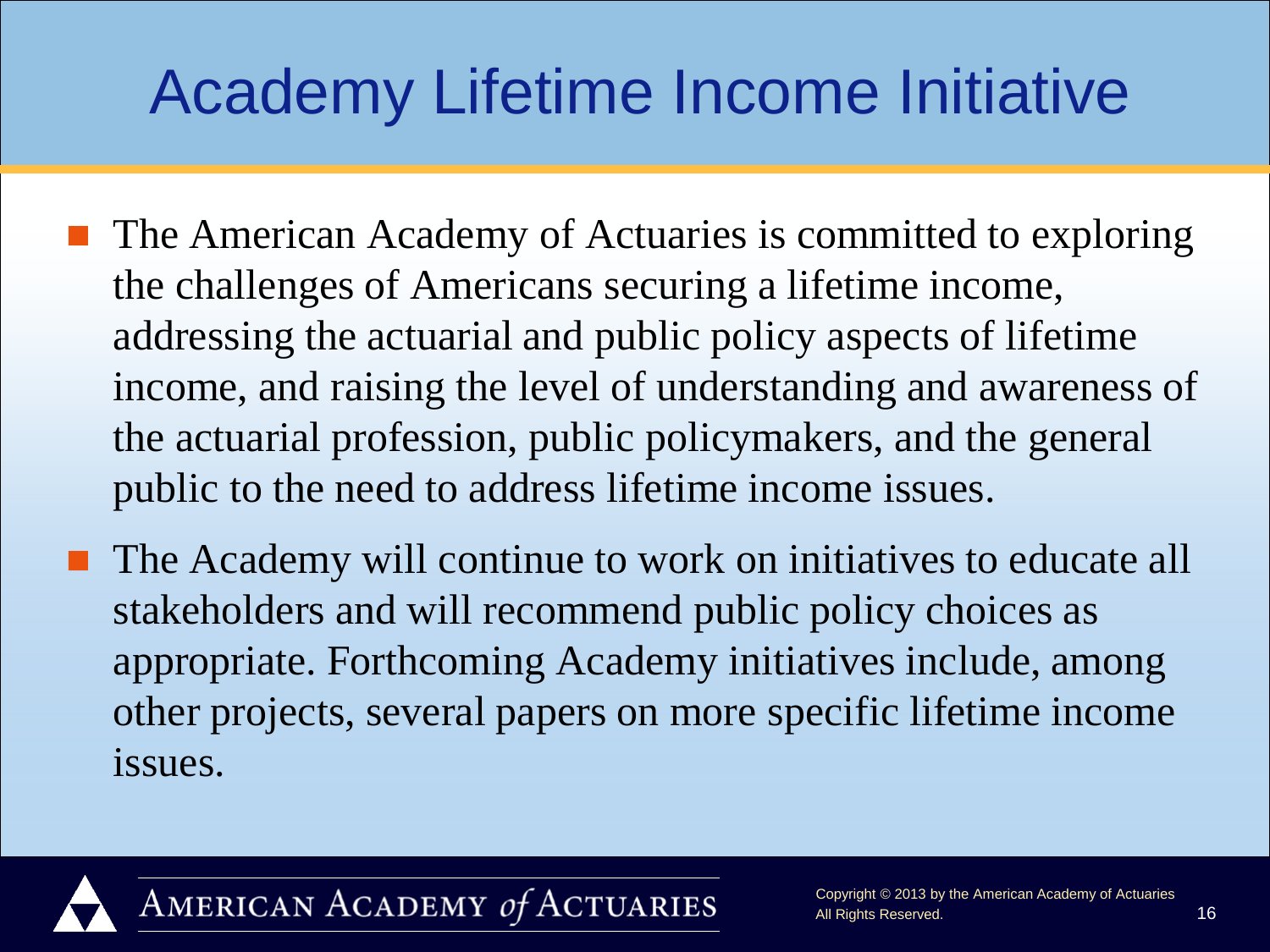# Academy Lifetime Income Initiative

- The American Academy of Actuaries is committed to exploring the challenges of Americans securing a lifetime income, addressing the actuarial and public policy aspects of lifetime income, and raising the level of understanding and awareness of the actuarial profession, public policymakers, and the general public to the need to address lifetime income issues.
- The Academy will continue to work on initiatives to educate all stakeholders and will recommend public policy choices as appropriate. Forthcoming Academy initiatives include, among other projects, several papers on more specific lifetime income issues.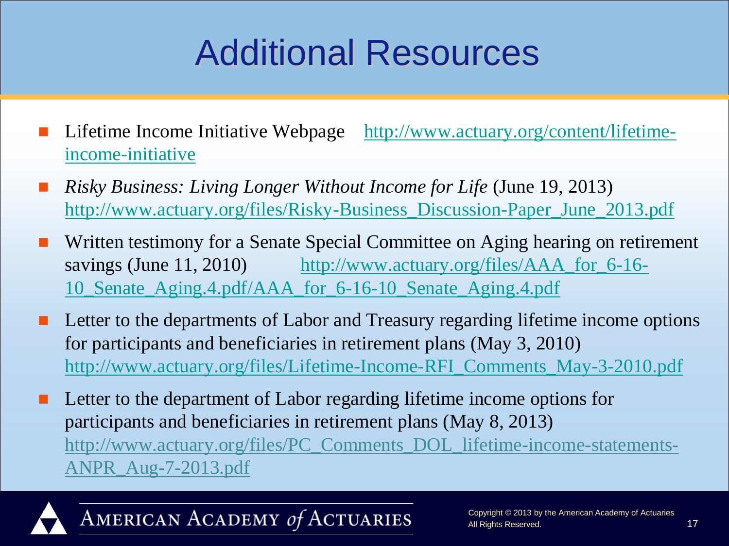# Additional Resources

- Lifetime Income Initiative Webpage http://www.actuary.org/content/lifetime-income-initiative
- *Risky Business: Living Longer Without Income for Life* (June 19, 2013) http://www.actuary.org/files/Risky-Business_Discussion-Paper_June_2013.pdf
- Written testimony for a Senate Special Committee on Aging hearing on retirement savings (June 11, 2010) http://www.actuary.org/files/AAA_for_6-16-10_Senate_Aging.4.pdf/AAA_for_6-16-10_Senate_Aging.4.pdf
- Letter to the departments of Labor and Treasury regarding lifetime income options for participants and beneficiaries in retirement plans (May 3, 2010) http://www.actuary.org/files/Lifetime-Income-RFI_Comments_May-3-2010.pdf
- Letter to the department of Labor regarding lifetime income options for participants and beneficiaries in retirement plans (May 8, 2013) http://www.actuary.org/files/PC_Comments_DOL_lifetime-income-statements-ANPR_Aug-7-2013.pdf

AMERICAN ACADEMY *of* ACTUARIES

Copyright © 2013 by the American Academy of Actuaries
All Rights Reserved.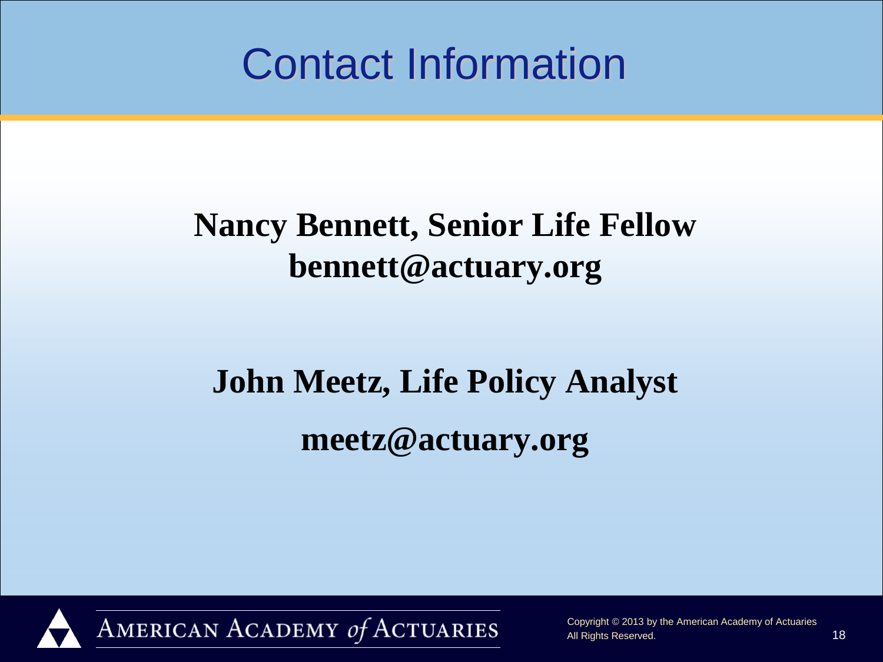# Contact Information

**Nancy Bennett, Senior Life Fellow**
**bennett@actuary.org**

**John Meetz, Life Policy Analyst**
**meetz@actuary.org**